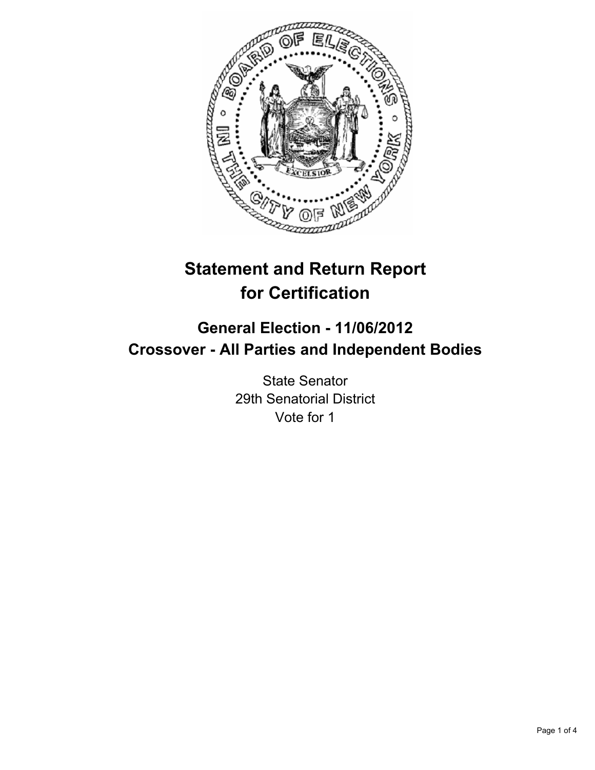# Statement and Return Report for Certification

## General Election - 11/06/2012

## Crossover - All Parties and Independent Bodies

State Senator
29th Senatorial District
Vote for 1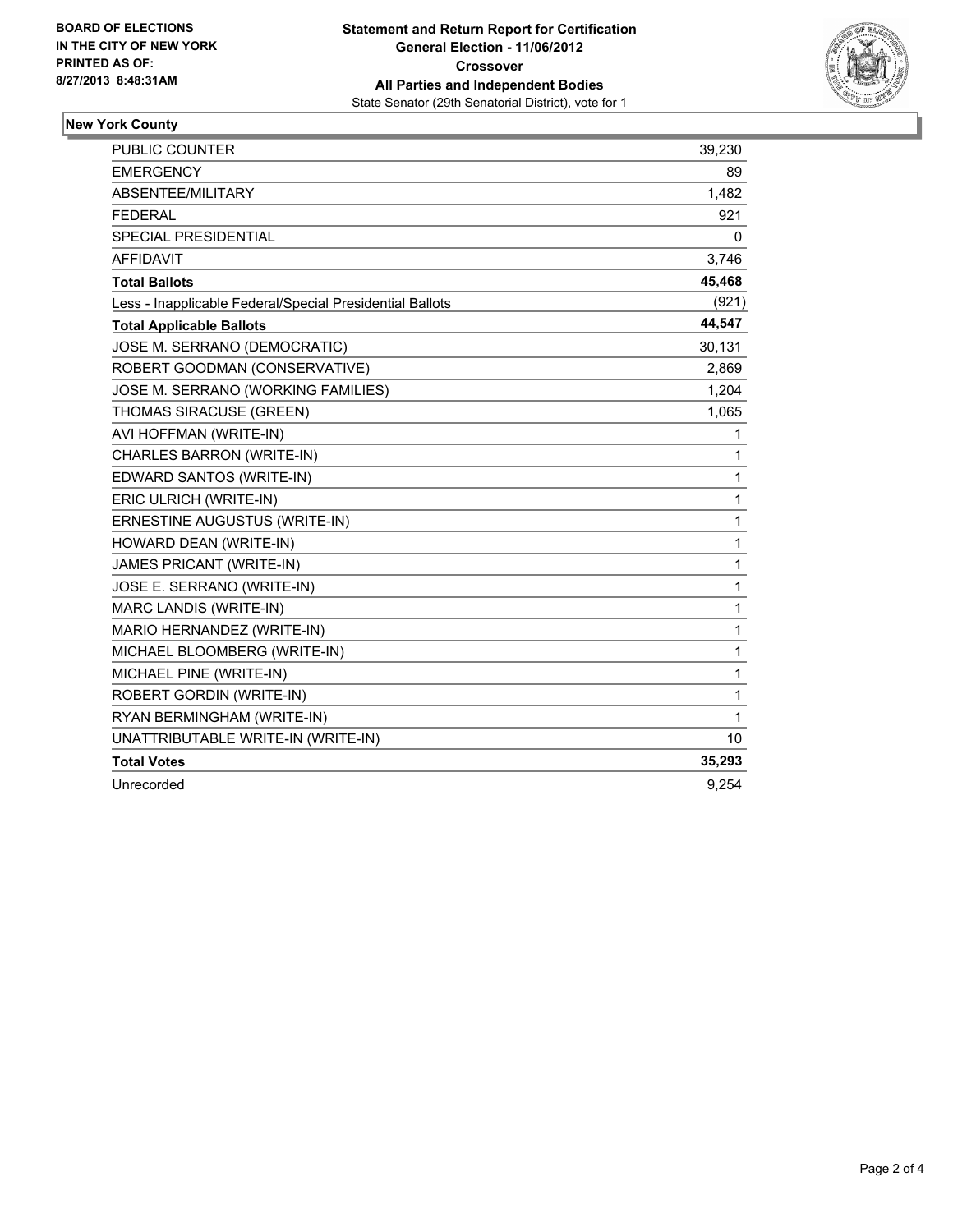BOARD OF ELECTIONS
IN THE CITY OF NEW YORK
PRINTED AS OF:
8/27/2013 8:48:31AM

**Statement and Return Report for Certification**
**General Election - 11/06/2012**
**Crossover**
**All Parties and Independent Bodies**
State Senator (29th Senatorial District), vote for 1

## New York County

| | |
|---|---|
| PUBLIC COUNTER | 39,230 |
| EMERGENCY | 89 |
| ABSENTEE/MILITARY | 1,482 |
| FEDERAL | 921 |
| SPECIAL PRESIDENTIAL | 0 |
| AFFIDAVIT | 3,746 |
| **Total Ballots** | **45,468** |
| Less - Inapplicable Federal/Special Presidential Ballots | (921) |
| **Total Applicable Ballots** | **44,547** |
| JOSE M. SERRANO (DEMOCRATIC) | 30,131 |
| ROBERT GOODMAN (CONSERVATIVE) | 2,869 |
| JOSE M. SERRANO (WORKING FAMILIES) | 1,204 |
| THOMAS SIRACUSE (GREEN) | 1,065 |
| AVI HOFFMAN (WRITE-IN) | 1 |
| CHARLES BARRON (WRITE-IN) | 1 |
| EDWARD SANTOS (WRITE-IN) | 1 |
| ERIC ULRICH (WRITE-IN) | 1 |
| ERNESTINE AUGUSTUS (WRITE-IN) | 1 |
| HOWARD DEAN (WRITE-IN) | 1 |
| JAMES PRICANT (WRITE-IN) | 1 |
| JOSE E. SERRANO (WRITE-IN) | 1 |
| MARC LANDIS (WRITE-IN) | 1 |
| MARIO HERNANDEZ (WRITE-IN) | 1 |
| MICHAEL BLOOMBERG (WRITE-IN) | 1 |
| MICHAEL PINE (WRITE-IN) | 1 |
| ROBERT GORDIN (WRITE-IN) | 1 |
| RYAN BERMINGHAM (WRITE-IN) | 1 |
| UNATTRIBUTABLE WRITE-IN (WRITE-IN) | 10 |
| **Total Votes** | **35,293** |
| Unrecorded | 9,254 |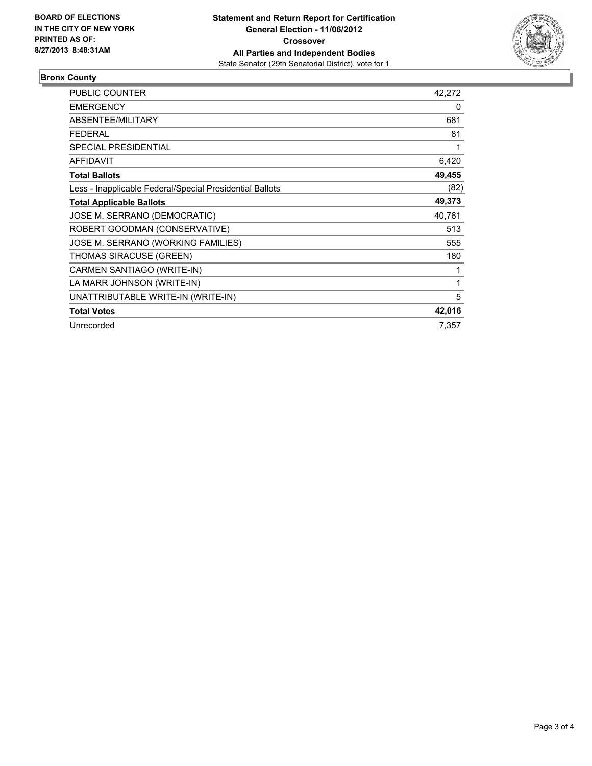**BOARD OF ELECTIONS IN THE CITY OF NEW YORK PRINTED AS OF: 8/27/2013 8:48:31AM**

**Statement and Return Report for Certification**
**General Election - 11/06/2012**
**Crossover**
**All Parties and Independent Bodies**
State Senator (29th Senatorial District), vote for 1

## Bronx County

| | |
|---|---|
| PUBLIC COUNTER | 42,272 |
| EMERGENCY | 0 |
| ABSENTEE/MILITARY | 681 |
| FEDERAL | 81 |
| SPECIAL PRESIDENTIAL | 1 |
| AFFIDAVIT | 6,420 |
| **Total Ballots** | **49,455** |
| Less - Inapplicable Federal/Special Presidential Ballots | (82) |
| **Total Applicable Ballots** | **49,373** |
| JOSE M. SERRANO (DEMOCRATIC) | 40,761 |
| ROBERT GOODMAN (CONSERVATIVE) | 513 |
| JOSE M. SERRANO (WORKING FAMILIES) | 555 |
| THOMAS SIRACUSE (GREEN) | 180 |
| CARMEN SANTIAGO (WRITE-IN) | 1 |
| LA MARR JOHNSON (WRITE-IN) | 1 |
| UNATTRIBUTABLE WRITE-IN (WRITE-IN) | 5 |
| **Total Votes** | **42,016** |
| Unrecorded | 7,357 |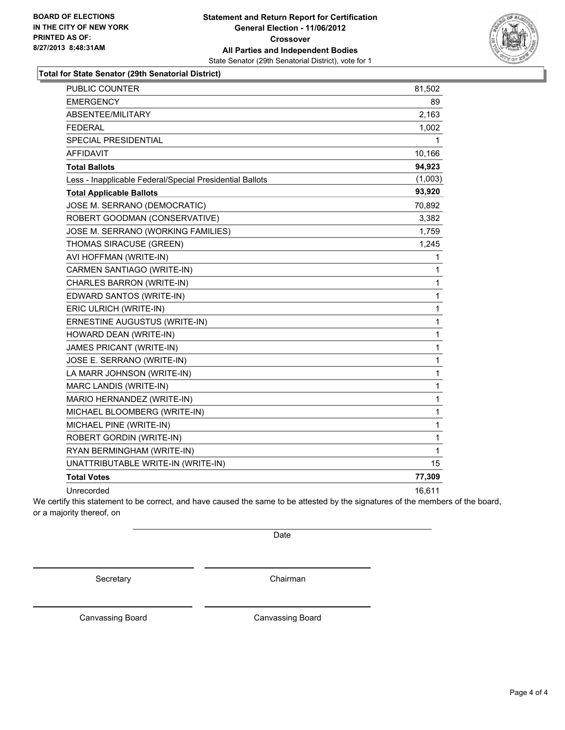**BOARD OF ELECTIONS IN THE CITY OF NEW YORK PRINTED AS OF: 8/27/2013 8:48:31AM**

# Statement and Return Report for Certification
## General Election - 11/06/2012
## Crossover
## All Parties and Independent Bodies

State Senator (29th Senatorial District), vote for 1

### Total for State Senator (29th Senatorial District)

| | |
|---|---|
| PUBLIC COUNTER | 81,502 |
| EMERGENCY | 89 |
| ABSENTEE/MILITARY | 2,163 |
| FEDERAL | 1,002 |
| SPECIAL PRESIDENTIAL | 1 |
| AFFIDAVIT | 10,166 |
| **Total Ballots** | **94,923** |
| Less - Inapplicable Federal/Special Presidential Ballots | (1,003) |
| **Total Applicable Ballots** | **93,920** |
| JOSE M. SERRANO (DEMOCRATIC) | 70,892 |
| ROBERT GOODMAN (CONSERVATIVE) | 3,382 |
| JOSE M. SERRANO (WORKING FAMILIES) | 1,759 |
| THOMAS SIRACUSE (GREEN) | 1,245 |
| AVI HOFFMAN (WRITE-IN) | 1 |
| CARMEN SANTIAGO (WRITE-IN) | 1 |
| CHARLES BARRON (WRITE-IN) | 1 |
| EDWARD SANTOS (WRITE-IN) | 1 |
| ERIC ULRICH (WRITE-IN) | 1 |
| ERNESTINE AUGUSTUS (WRITE-IN) | 1 |
| HOWARD DEAN (WRITE-IN) | 1 |
| JAMES PRICANT (WRITE-IN) | 1 |
| JOSE E. SERRANO (WRITE-IN) | 1 |
| LA MARR JOHNSON (WRITE-IN) | 1 |
| MARC LANDIS (WRITE-IN) | 1 |
| MARIO HERNANDEZ (WRITE-IN) | 1 |
| MICHAEL BLOOMBERG (WRITE-IN) | 1 |
| MICHAEL PINE (WRITE-IN) | 1 |
| ROBERT GORDIN (WRITE-IN) | 1 |
| RYAN BERMINGHAM (WRITE-IN) | 1 |
| UNATTRIBUTABLE WRITE-IN (WRITE-IN) | 15 |
| **Total Votes** | **77,309** |
| Unrecorded | 16,611 |

We certify this statement to be correct, and have caused the same to be attested by the signatures of the members of the board, or a majority thereof, on

Date

Secretary

Chairman

Canvassing Board

Canvassing Board